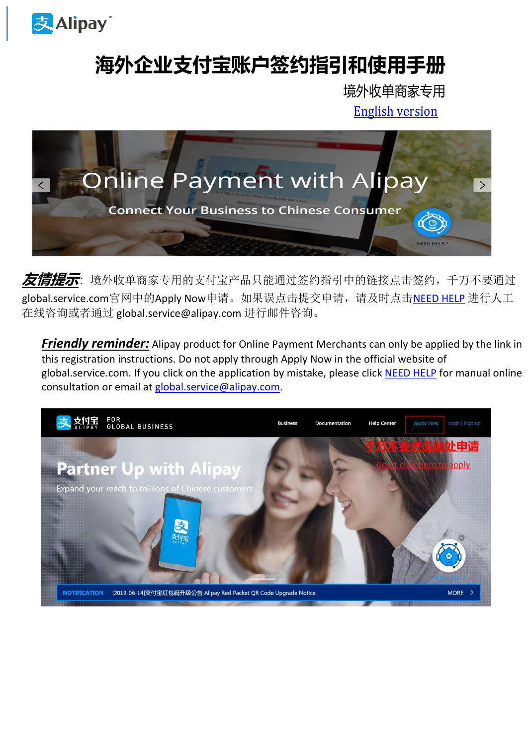# 海外企业支付宝账户签约指引和使用手册

境外收单商家专用

English version

***友情提示***：境外收单商家专用的支付宝产品只能通过签约指引中的链接点击签约，千万不要通过global.service.com官网中的Apply Now申请。如果误点击提交申请，请及时点击NEED HELP 进行人工在线咨询或者通过 global.service@alipay.com 进行邮件咨询。

***Friendly reminder:*** Alipay product for Online Payment Merchants can only be applied by the link in this registration instructions. Do not apply through Apply Now in the official website of global.service.com. If you click on the application by mistake, please click NEED HELP for manual online consultation or email at global.service@alipay.com.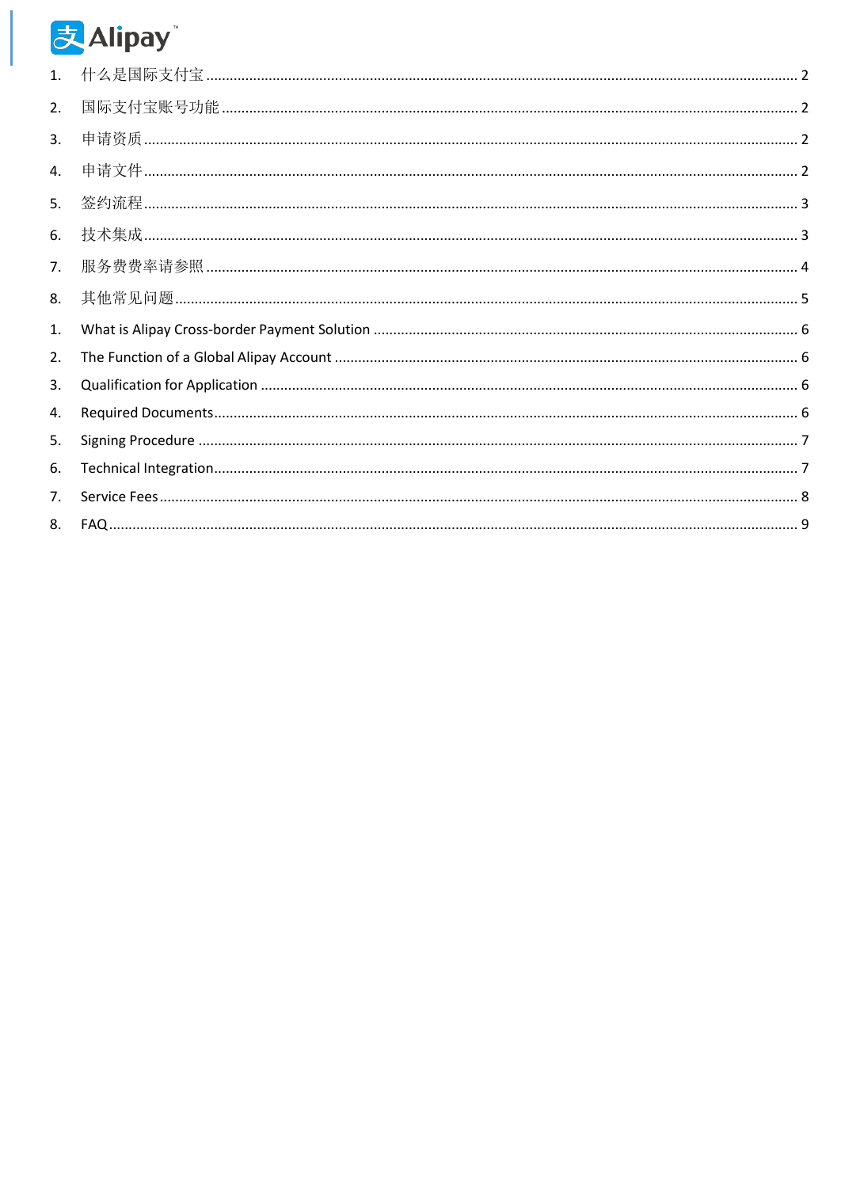1. 什么是国际支付宝 .......... 2
2. 国际支付宝账号功能 .......... 2
3. 申请资质 .......... 2
4. 申请文件 .......... 2
5. 签约流程 .......... 3
6. 技术集成 .......... 3
7. 服务费费率请参照 .......... 4
8. 其他常见问题 .......... 5
1. What is Alipay Cross-border Payment Solution .......... 6
2. The Function of a Global Alipay Account .......... 6
3. Qualification for Application .......... 6
4. Required Documents .......... 6
5. Signing Procedure .......... 7
6. Technical Integration .......... 7
7. Service Fees .......... 8
8. FAQ .......... 9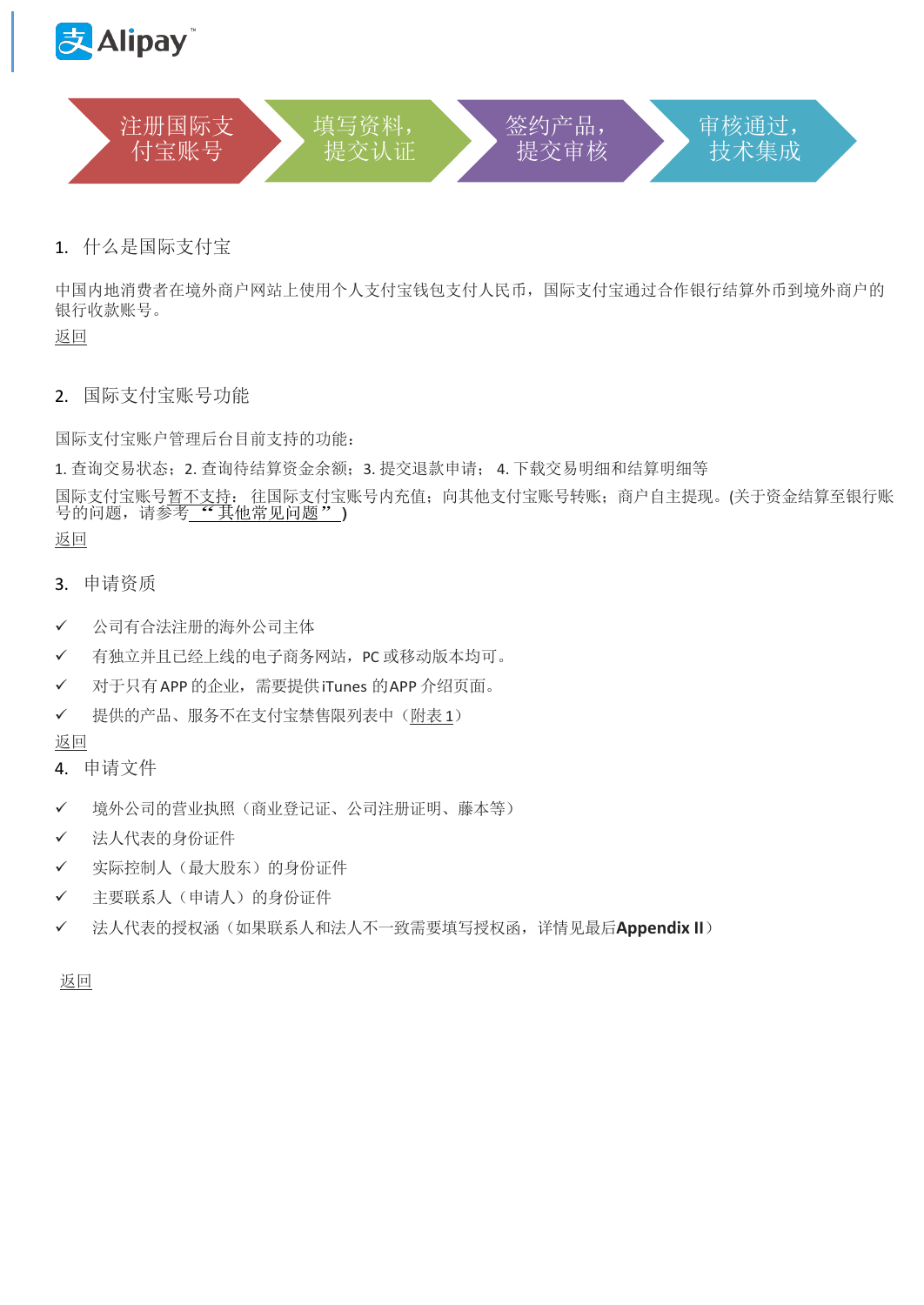注册国际支付宝账号 → 填写资料，提交认证 → 签约产品，提交审核 → 审核通过，技术集成

## 1. 什么是国际支付宝

中国内地消费者在境外商户网站上使用个人支付宝钱包支付人民币，国际支付宝通过合作银行结算外币到境外商户的银行收款账号。

返回

## 2. 国际支付宝账号功能

国际支付宝账户管理后台目前支持的功能：

1. 查询交易状态；2. 查询待结算资金余额；3. 提交退款申请； 4. 下载交易明细和结算明细等

国际支付宝账号暂不支持：往国际支付宝账号内充值；向其他支付宝账号转账；商户自主提现。(关于资金结算至银行账号的问题，请参考 "其他常见问题")

返回

## 3. 申请资质

- ✓ 公司有合法注册的海外公司主体
- ✓ 有独立并且已经上线的电子商务网站，PC 或移动版本均可。
- ✓ 对于只有 APP 的企业，需要提供 iTunes 的APP 介绍页面。
- ✓ 提供的产品、服务不在支付宝禁售限列表中（附表 1）

返回

## 4. 申请文件

- ✓ 境外公司的营业执照（商业登记证、公司注册证明、藤本等）
- ✓ 法人代表的身份证件
- ✓ 实际控制人（最大股东）的身份证件
- ✓ 主要联系人（申请人）的身份证件
- ✓ 法人代表的授权函（如果联系人和法人不一致需要填写授权函，详情见最后**Appendix II**）

返回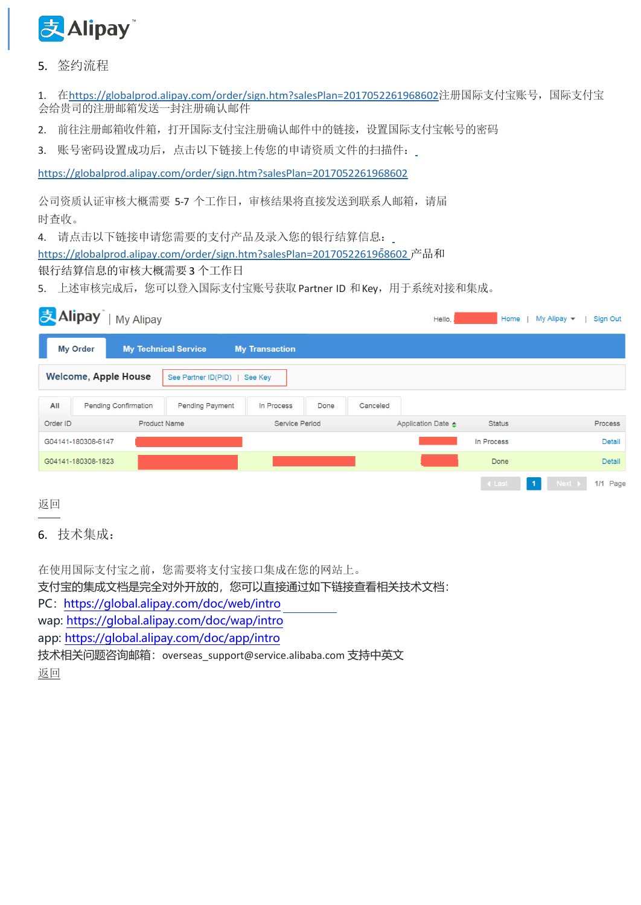## 5. 签约流程

1. 在https://globalprod.alipay.com/order/sign.htm?salesPlan=2017052261968602注册国际支付宝账号，国际支付宝会给贵司的注册邮箱发送一封注册确认邮件
2. 前往注册邮箱收件箱，打开国际支付宝注册确认邮件中的链接，设置国际支付宝帐号的密码
3. 账号密码设置成功后，点击以下链接上传您的申请资质文件的扫描件：

https://globalprod.alipay.com/order/sign.htm?salesPlan=2017052261968602

公司资质认证审核大概需要 5-7 个工作日，审核结果将直接发送到联系人邮箱，请届时查收。

4. 请点击以下链接申请您需要的支付产品及录入您的银行结算信息：
https://globalprod.alipay.com/order/sign.htm?salesPlan=2017052261968602 产品和银行结算信息的审核大概需要 3 个工作日
5. 上述审核完成后，您可以登入国际支付宝账号获取 Partner ID 和 Key，用于系统对接和集成。

返回

## 6. 技术集成：

在使用国际支付宝之前，您需要将支付宝接口集成在您的网站上。

支付宝的集成文档是完全对外开放的，您可以直接通过如下链接查看相关技术文档：

PC：https://global.alipay.com/doc/web/intro

wap: https://global.alipay.com/doc/wap/intro

app: https://global.alipay.com/doc/app/intro

技术相关问题咨询邮箱：overseas_support@service.alibaba.com 支持中英文

返回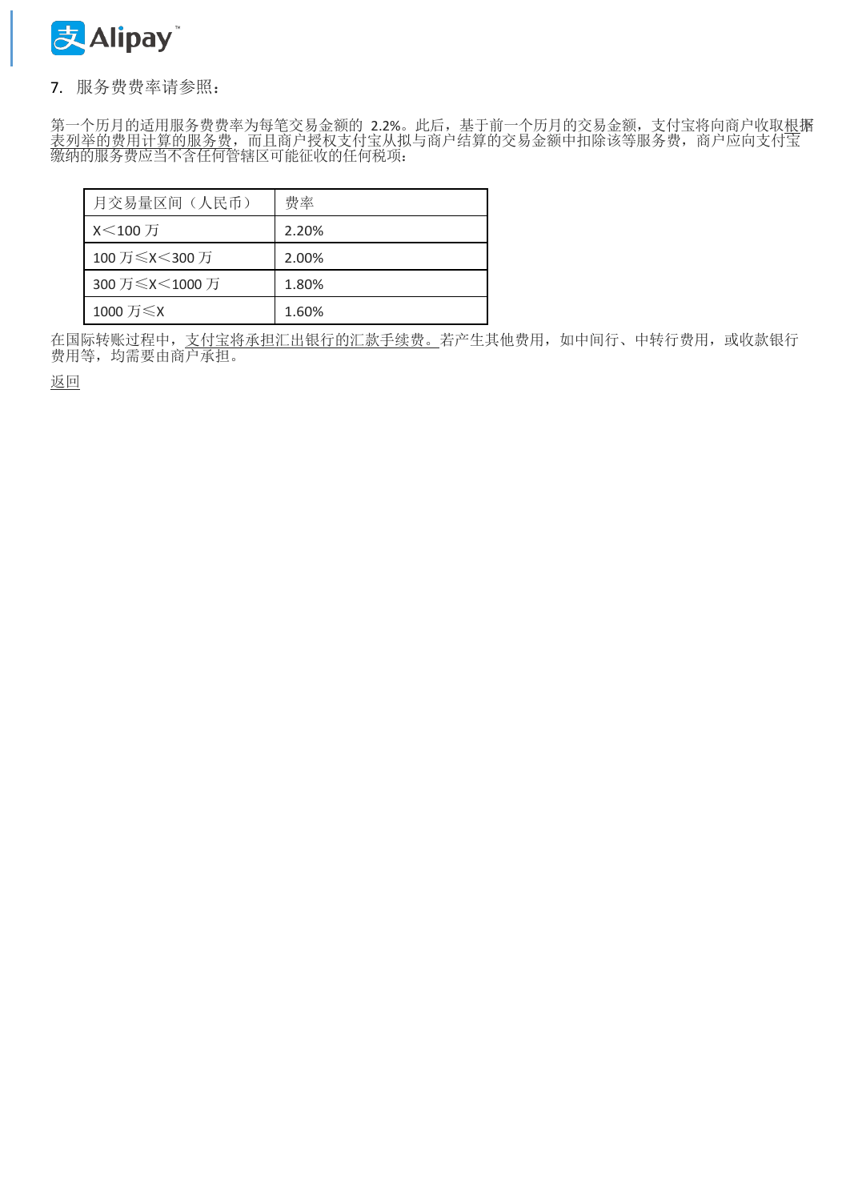7. 服务费费率请参照：

第一个历月的适用服务费费率为每笔交易金额的 2.2%。此后，基于前一个历月的交易金额，支付宝将向商户收取根据表列举的费用计算的服务费，而且商户授权支付宝从拟与商户结算的交易金额中扣除该等服务费，商户应向支付宝缴纳的服务费应当不含任何管辖区可能征收的任何税项：

| 月交易量区间（人民币） | 费率 |
| --- | --- |
| X＜100 万 | 2.20% |
| 100 万≤X＜300 万 | 2.00% |
| 300 万≤X＜1000 万 | 1.80% |
| 1000 万≤X | 1.60% |

在国际转账过程中，支付宝将承担汇出银行的汇款手续费。若产生其他费用，如中间行、中转行费用，或收款银行费用等，均需要由商户承担。

返回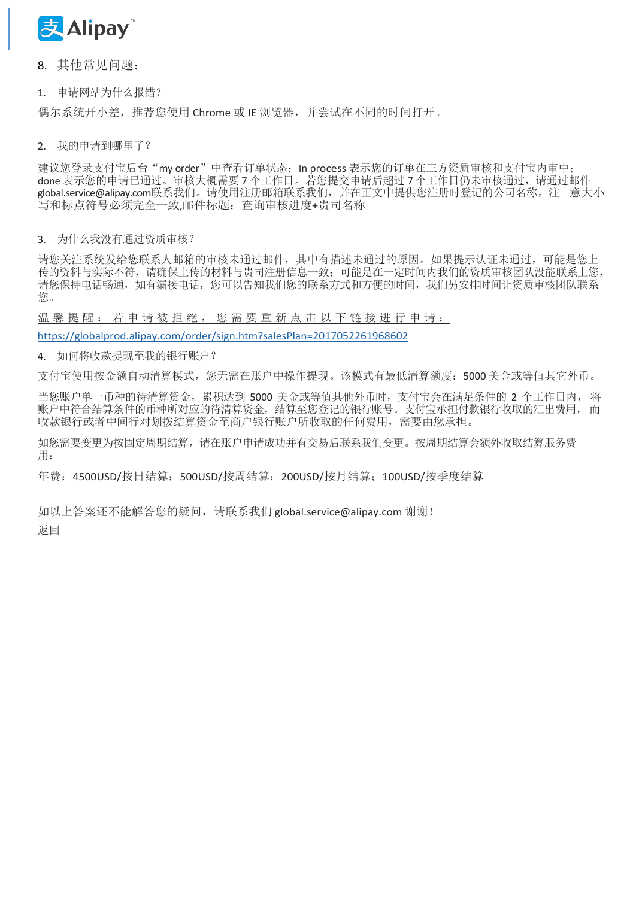## 8. 其他常见问题：

1. 申请网站为什么报错？

偶尔系统开小差，推荐您使用 Chrome 或 IE 浏览器，并尝试在不同的时间打开。

2. 我的申请到哪里了？

建议您登录支付宝后台“my order”中查看订单状态：In process 表示您的订单在三方资质审核和支付宝内审中；done 表示您的申请已通过。审核大概需要 7 个工作日。若您提交申请后超过 7 个工作日仍未审核通过，请通过邮件 global.service@alipay.com联系我们。请使用注册邮箱联系我们，并在正文中提供您注册时登记的公司名称，注 意大小写和标点符号必须完全一致,邮件标题：查询审核进度+贵司名称

3. 为什么我没有通过资质审核？

请您关注系统发给您联系人邮箱的审核未通过邮件，其中有描述未通过的原因。如果提示认证未通过，可能是您上传的资料与实际不符，请确保上传的材料与贵司注册信息一致；可能是在一定时间内我们的资质审核团队没能联系上您，请您保持电话畅通，如有漏接电话，您可以告知我们您的联系方式和方便的时间，我们另安排时间让资质审核团队联系您。

温馨提醒：若申请被拒绝，您需要重新点击以下链接进行申请：

https://globalprod.alipay.com/order/sign.htm?salesPlan=2017052261968602

4. 如何将收款提现至我的银行账户？

支付宝使用按金额自动清算模式，您无需在账户中操作提现。该模式有最低清算额度：5000 美金或等值其它外币。

当您账户单一币种的待清算资金，累积达到 5000 美金或等值其他外币时，支付宝会在满足条件的 2 个工作日内，将账户中符合结算条件的币种所对应的待清算资金，结算至您登记的银行账号。支付宝承担付款银行收取的汇出费用，而收款银行或者中间行对划拨结算资金至商户银行账户所收取的任何费用，需要由您承担。

如您需要变更为按固定周期结算，请在账户中申请成功并有交易后联系我们变更。按周期结算会额外收取结算服务费用：

年费：4500USD/按日结算；500USD/按周结算；200USD/按月结算；100USD/按季度结算

如以上答案还不能解答您的疑问，请联系我们 global.service@alipay.com 谢谢！

返回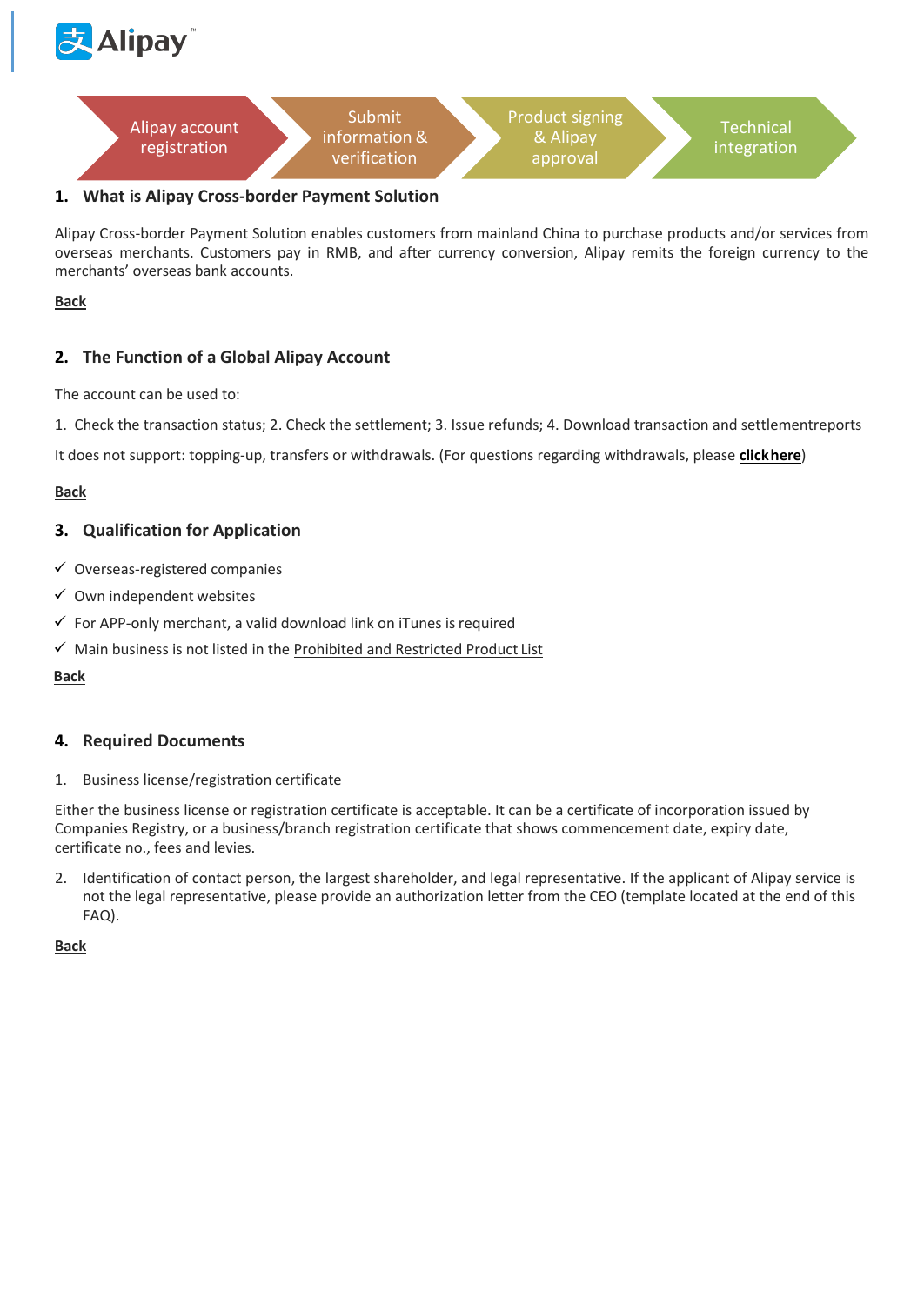Alipay account registration → Submit information & verification → Product signing & Alipay approval → Technical integration

## 1. What is Alipay Cross-border Payment Solution

Alipay Cross-border Payment Solution enables customers from mainland China to purchase products and/or services from overseas merchants. Customers pay in RMB, and after currency conversion, Alipay remits the foreign currency to the merchants' overseas bank accounts.

**Back**

## 2. The Function of a Global Alipay Account

The account can be used to:

1. Check the transaction status; 2. Check the settlement; 3. Issue refunds; 4. Download transaction and settlementreports

It does not support: topping-up, transfers or withdrawals. (For questions regarding withdrawals, please **clickhere**)

**Back**

## 3. Qualification for Application

- ✓ Overseas-registered companies
- ✓ Own independent websites
- ✓ For APP-only merchant, a valid download link on iTunes is required
- ✓ Main business is not listed in the Prohibited and Restricted Product List

**Back**

## 4. Required Documents

1. Business license/registration certificate

Either the business license or registration certificate is acceptable. It can be a certificate of incorporation issued by Companies Registry, or a business/branch registration certificate that shows commencement date, expiry date, certificate no., fees and levies.

2. Identification of contact person, the largest shareholder, and legal representative. If the applicant of Alipay service is not the legal representative, please provide an authorization letter from the CEO (template located at the end of this FAQ).

**Back**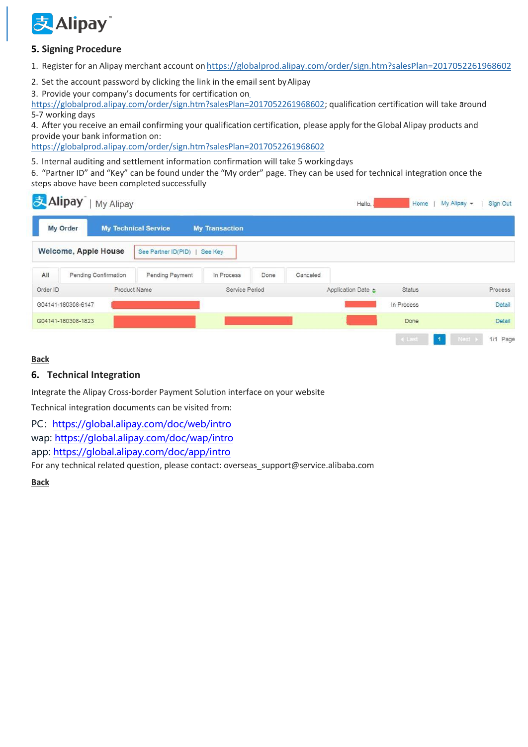## 5. Signing Procedure

1. Register for an Alipay merchant account on https://globalprod.alipay.com/order/sign.htm?salesPlan=2017052261968602
2. Set the account password by clicking the link in the email sent by Alipay
3. Provide your company's documents for certification on https://globalprod.alipay.com/order/sign.htm?salesPlan=2017052261968602; qualification certification will take around 5-7 working days
4. After you receive an email confirming your qualification certification, please apply for the Global Alipay products and provide your bank information on: https://globalprod.alipay.com/order/sign.htm?salesPlan=2017052261968602
5. Internal auditing and settlement information confirmation will take 5 working days
6. "Partner ID" and "Key" can be found under the "My order" page. They can be used for technical integration once the steps above have been completed successfully

Alipay | My Alipay — Hello, | Home | My Alipay | Sign Out

My Order | My Technical Service | My Transaction

Welcome, Apple House — See Partner ID(PID) | See Key

All | Pending Confirmation | Pending Payment | In Process | Done | Canceled

| Order ID | Product Name | Service Period | Application Date | Status | Process |
|---|---|---|---|---|---|
| G04141-180308-6147 | | | | In Process | Detail |
| G04141-180308-1823 | | | | Done | Detail |

Last | 1 | Next | 1/1 Page

**Back**

## 6. Technical Integration

Integrate the Alipay Cross-border Payment Solution interface on your website

Technical integration documents can be visited from:

PC: https://global.alipay.com/doc/web/intro
wap: https://global.alipay.com/doc/wap/intro
app: https://global.alipay.com/doc/app/intro
For any technical related question, please contact: overseas_support@service.alibaba.com

**Back**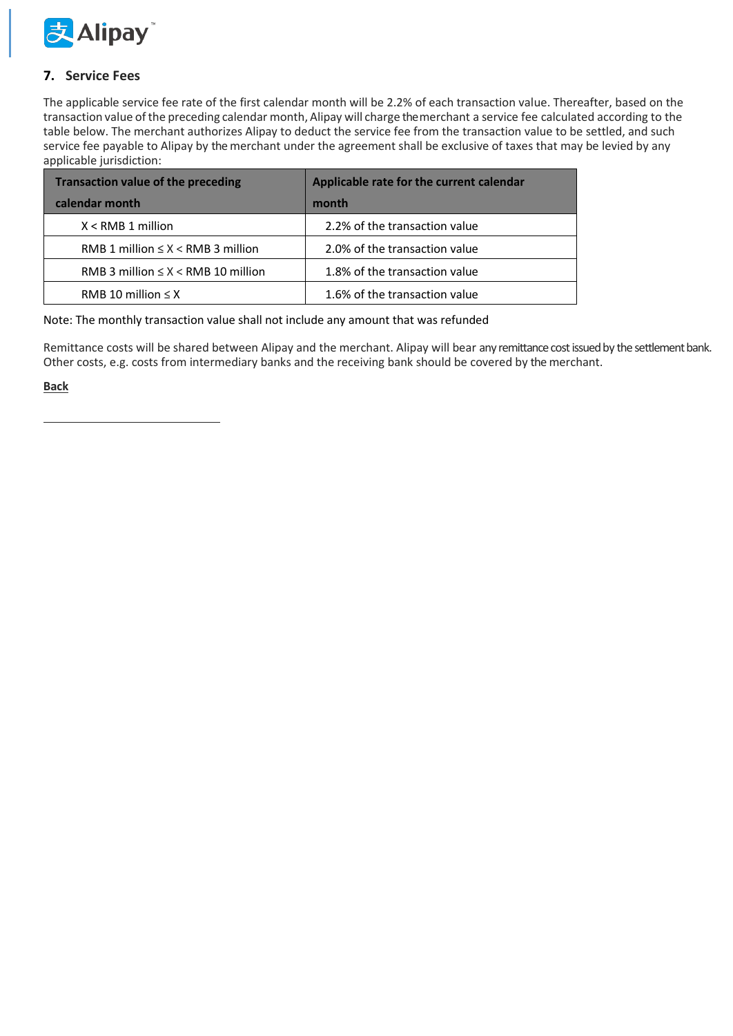## 7. Service Fees

The applicable service fee rate of the first calendar month will be 2.2% of each transaction value. Thereafter, based on the transaction value of the preceding calendar month, Alipay will charge the merchant a service fee calculated according to the table below. The merchant authorizes Alipay to deduct the service fee from the transaction value to be settled, and such service fee payable to Alipay by the merchant under the agreement shall be exclusive of taxes that may be levied by any applicable jurisdiction:

| Transaction value of the preceding calendar month | Applicable rate for the current calendar month |
|---|---|
| X < RMB 1 million | 2.2% of the transaction value |
| RMB 1 million ≤ X < RMB 3 million | 2.0% of the transaction value |
| RMB 3 million ≤ X < RMB 10 million | 1.8% of the transaction value |
| RMB 10 million ≤ X | 1.6% of the transaction value |

Note: The monthly transaction value shall not include any amount that was refunded

Remittance costs will be shared between Alipay and the merchant. Alipay will bear any remittance cost issued by the settlement bank. Other costs, e.g. costs from intermediary banks and the receiving bank should be covered by the merchant.

**Back**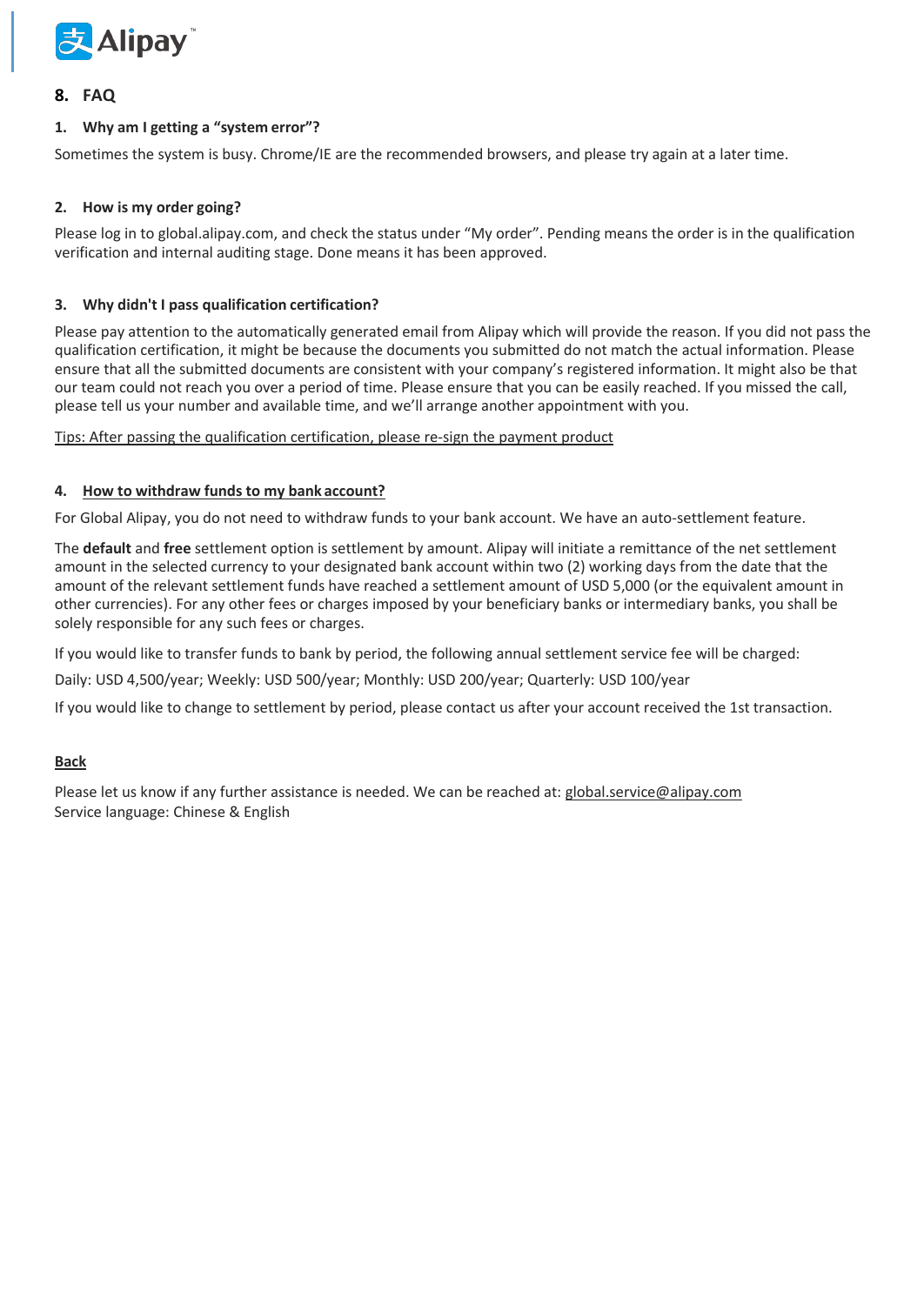## 8. FAQ

### 1. Why am I getting a "system error"?

Sometimes the system is busy. Chrome/IE are the recommended browsers, and please try again at a later time.

### 2. How is my order going?

Please log in to global.alipay.com, and check the status under "My order". Pending means the order is in the qualification verification and internal auditing stage. Done means it has been approved.

### 3. Why didn't I pass qualification certification?

Please pay attention to the automatically generated email from Alipay which will provide the reason. If you did not pass the qualification certification, it might be because the documents you submitted do not match the actual information. Please ensure that all the submitted documents are consistent with your company's registered information. It might also be that our team could not reach you over a period of time. Please ensure that you can be easily reached. If you missed the call, please tell us your number and available time, and we'll arrange another appointment with you.

Tips: After passing the qualification certification, please re-sign the payment product

### 4. How to withdraw funds to my bank account?

For Global Alipay, you do not need to withdraw funds to your bank account. We have an auto-settlement feature.

The **default** and **free** settlement option is settlement by amount. Alipay will initiate a remittance of the net settlement amount in the selected currency to your designated bank account within two (2) working days from the date that the amount of the relevant settlement funds have reached a settlement amount of USD 5,000 (or the equivalent amount in other currencies). For any other fees or charges imposed by your beneficiary banks or intermediary banks, you shall be solely responsible for any such fees or charges.

If you would like to transfer funds to bank by period, the following annual settlement service fee will be charged:

Daily: USD 4,500/year; Weekly: USD 500/year; Monthly: USD 200/year; Quarterly: USD 100/year

If you would like to change to settlement by period, please contact us after your account received the 1st transaction.

**Back**

Please let us know if any further assistance is needed. We can be reached at: global.service@alipay.com
Service language: Chinese & English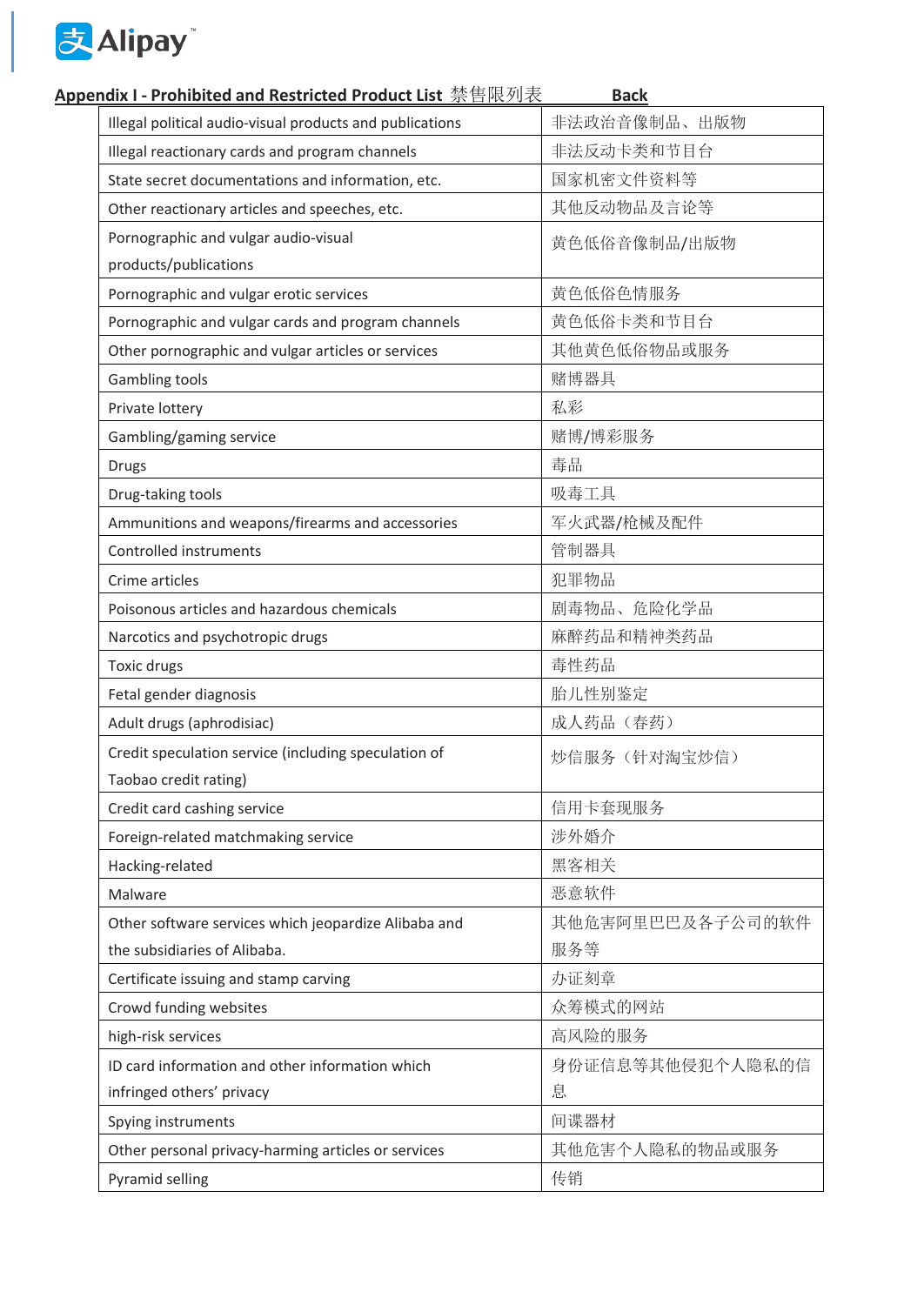**Appendix I - Prohibited and Restricted Product List 禁售限列表** **Back**

| Illegal political audio-visual products and publications | 非法政治音像制品、出版物 |
|---|---|
| Illegal reactionary cards and program channels | 非法反动卡类和节目台 |
| State secret documentations and information, etc. | 国家机密文件资料等 |
| Other reactionary articles and speeches, etc. | 其他反动物品及言论等 |
| Pornographic and vulgar audio-visual products/publications | 黄色低俗音像制品/出版物 |
| Pornographic and vulgar erotic services | 黄色低俗色情服务 |
| Pornographic and vulgar cards and program channels | 黄色低俗卡类和节目台 |
| Other pornographic and vulgar articles or services | 其他黄色低俗物品或服务 |
| Gambling tools | 赌博器具 |
| Private lottery | 私彩 |
| Gambling/gaming service | 赌博/博彩服务 |
| Drugs | 毒品 |
| Drug-taking tools | 吸毒工具 |
| Ammunitions and weapons/firearms and accessories | 军火武器/枪械及配件 |
| Controlled instruments | 管制器具 |
| Crime articles | 犯罪物品 |
| Poisonous articles and hazardous chemicals | 剧毒物品、危险化学品 |
| Narcotics and psychotropic drugs | 麻醉药品和精神类药品 |
| Toxic drugs | 毒性药品 |
| Fetal gender diagnosis | 胎儿性别鉴定 |
| Adult drugs (aphrodisiac) | 成人药品（春药） |
| Credit speculation service (including speculation of Taobao credit rating) | 炒信服务（针对淘宝炒信） |
| Credit card cashing service | 信用卡套现服务 |
| Foreign-related matchmaking service | 涉外婚介 |
| Hacking-related | 黑客相关 |
| Malware | 恶意软件 |
| Other software services which jeopardize Alibaba and the subsidiaries of Alibaba. | 其他危害阿里巴巴及各子公司的软件服务等 |
| Certificate issuing and stamp carving | 办证刻章 |
| Crowd funding websites | 众筹模式的网站 |
| high-risk services | 高风险的服务 |
| ID card information and other information which infringed others' privacy | 身份证信息等其他侵犯个人隐私的信息 |
| Spying instruments | 间谍器材 |
| Other personal privacy-harming articles or services | 其他危害个人隐私的物品或服务 |
| Pyramid selling | 传销 |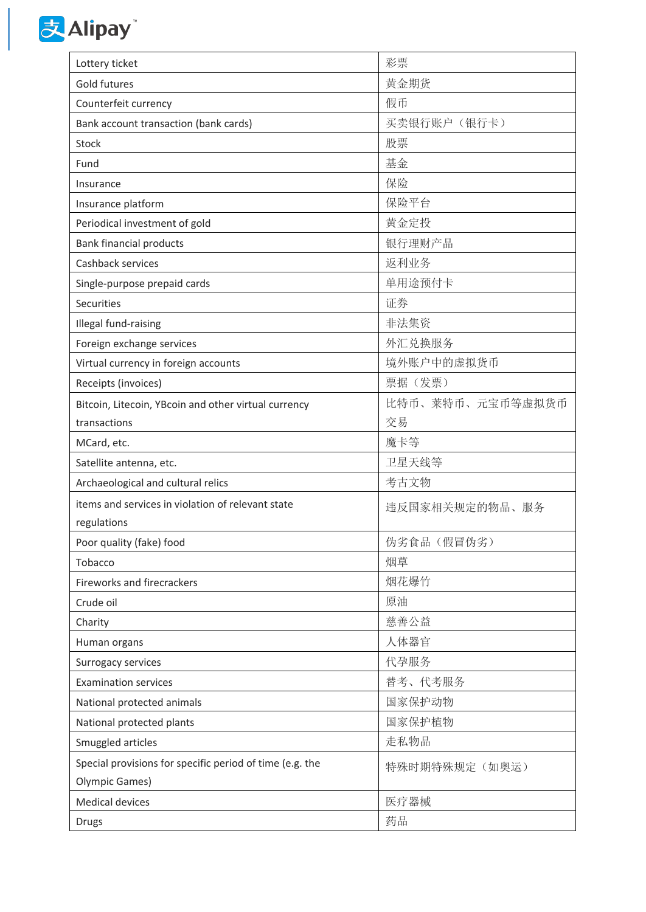| Lottery ticket | 彩票 |
|---|---|
| Gold futures | 黄金期货 |
| Counterfeit currency | 假币 |
| Bank account transaction (bank cards) | 买卖银行账户（银行卡） |
| Stock | 股票 |
| Fund | 基金 |
| Insurance | 保险 |
| Insurance platform | 保险平台 |
| Periodical investment of gold | 黄金定投 |
| Bank financial products | 银行理财产品 |
| Cashback services | 返利业务 |
| Single-purpose prepaid cards | 单用途预付卡 |
| Securities | 证券 |
| Illegal fund-raising | 非法集资 |
| Foreign exchange services | 外汇兑换服务 |
| Virtual currency in foreign accounts | 境外账户中的虚拟货币 |
| Receipts (invoices) | 票据（发票） |
| Bitcoin, Litecoin, YBcoin and other virtual currency transactions | 比特币、莱特币、元宝币等虚拟货币交易 |
| MCard, etc. | 魔卡等 |
| Satellite antenna, etc. | 卫星天线等 |
| Archaeological and cultural relics | 考古文物 |
| items and services in violation of relevant state regulations | 违反国家相关规定的物品、服务 |
| Poor quality (fake) food | 伪劣食品（假冒伪劣） |
| Tobacco | 烟草 |
| Fireworks and firecrackers | 烟花爆竹 |
| Crude oil | 原油 |
| Charity | 慈善公益 |
| Human organs | 人体器官 |
| Surrogacy services | 代孕服务 |
| Examination services | 替考、代考服务 |
| National protected animals | 国家保护动物 |
| National protected plants | 国家保护植物 |
| Smuggled articles | 走私物品 |
| Special provisions for specific period of time (e.g. the Olympic Games) | 特殊时期特殊规定（如奥运） |
| Medical devices | 医疗器械 |
| Drugs | 药品 |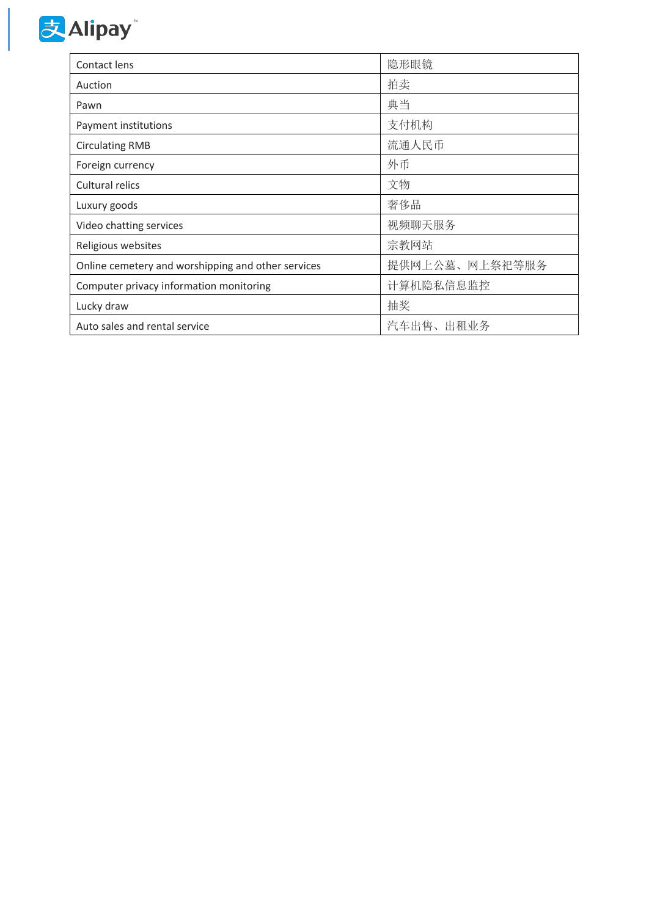| Contact lens | 隐形眼镜 |
|---|---|
| Auction | 拍卖 |
| Pawn | 典当 |
| Payment institutions | 支付机构 |
| Circulating RMB | 流通人民币 |
| Foreign currency | 外币 |
| Cultural relics | 文物 |
| Luxury goods | 奢侈品 |
| Video chatting services | 视频聊天服务 |
| Religious websites | 宗教网站 |
| Online cemetery and worshipping and other services | 提供网上公墓、网上祭祀等服务 |
| Computer privacy information monitoring | 计算机隐私信息监控 |
| Lucky draw | 抽奖 |
| Auto sales and rental service | 汽车出售、出租业务 |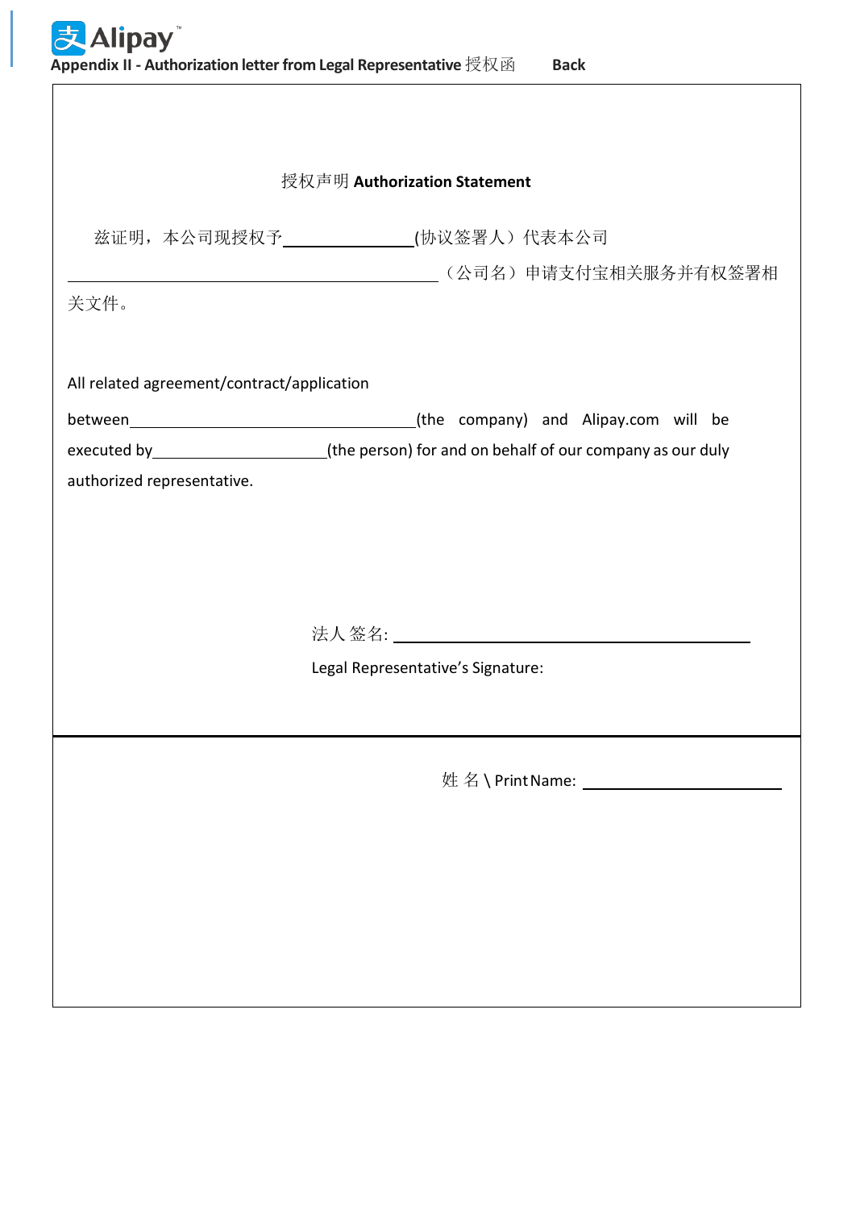## Appendix II - Authorization letter from Legal Representative 授权函 Back

### 授权声明 Authorization Statement

兹证明，本公司现授权予______________(协议签署人）代表本公司________________________________________（公司名）申请支付宝相关服务并有权签署相关文件。

All related agreement/contract/application between________________________________(the company) and Alipay.com will be executed by____________________(the person) for and on behalf of our company as our duly authorized representative.

法人 签名: ________________________________________

Legal Representative's Signature:

姓 名 \ Print Name: ______________________